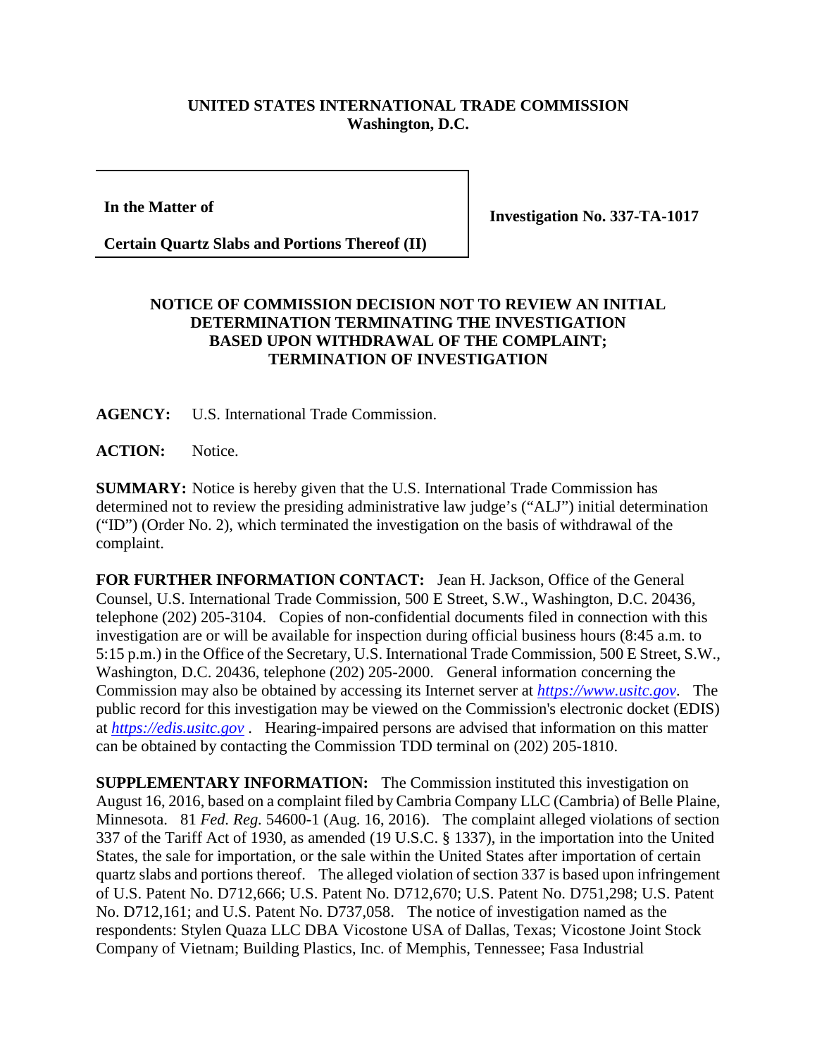**UNITED STATES INTERNATIONAL TRADE COMMISSION**
**Washington, D.C.**

**In the Matter of**

**Certain Quartz Slabs and Portions Thereof (II)**

**Investigation No. 337-TA-1017**

**NOTICE OF COMMISSION DECISION NOT TO REVIEW AN INITIAL DETERMINATION TERMINATING THE INVESTIGATION BASED UPON WITHDRAWAL OF THE COMPLAINT; TERMINATION OF INVESTIGATION**

**AGENCY:** U.S. International Trade Commission.

**ACTION:** Notice.

**SUMMARY:** Notice is hereby given that the U.S. International Trade Commission has determined not to review the presiding administrative law judge's ("ALJ") initial determination ("ID") (Order No. 2), which terminated the investigation on the basis of withdrawal of the complaint.

**FOR FURTHER INFORMATION CONTACT:** Jean H. Jackson, Office of the General Counsel, U.S. International Trade Commission, 500 E Street, S.W., Washington, D.C. 20436, telephone (202) 205-3104. Copies of non-confidential documents filed in connection with this investigation are or will be available for inspection during official business hours (8:45 a.m. to 5:15 p.m.) in the Office of the Secretary, U.S. International Trade Commission, 500 E Street, S.W., Washington, D.C. 20436, telephone (202) 205-2000. General information concerning the Commission may also be obtained by accessing its Internet server at *https://www.usitc.gov*. The public record for this investigation may be viewed on the Commission's electronic docket (EDIS) at *https://edis.usitc.gov* . Hearing-impaired persons are advised that information on this matter can be obtained by contacting the Commission TDD terminal on (202) 205-1810.

**SUPPLEMENTARY INFORMATION:** The Commission instituted this investigation on August 16, 2016, based on a complaint filed by Cambria Company LLC (Cambria) of Belle Plaine, Minnesota. 81 *Fed. Reg.* 54600-1 (Aug. 16, 2016). The complaint alleged violations of section 337 of the Tariff Act of 1930, as amended (19 U.S.C. § 1337), in the importation into the United States, the sale for importation, or the sale within the United States after importation of certain quartz slabs and portions thereof. The alleged violation of section 337 is based upon infringement of U.S. Patent No. D712,666; U.S. Patent No. D712,670; U.S. Patent No. D751,298; U.S. Patent No. D712,161; and U.S. Patent No. D737,058. The notice of investigation named as the respondents: Stylen Quaza LLC DBA Vicostone USA of Dallas, Texas; Vicostone Joint Stock Company of Vietnam; Building Plastics, Inc. of Memphis, Tennessee; Fasa Industrial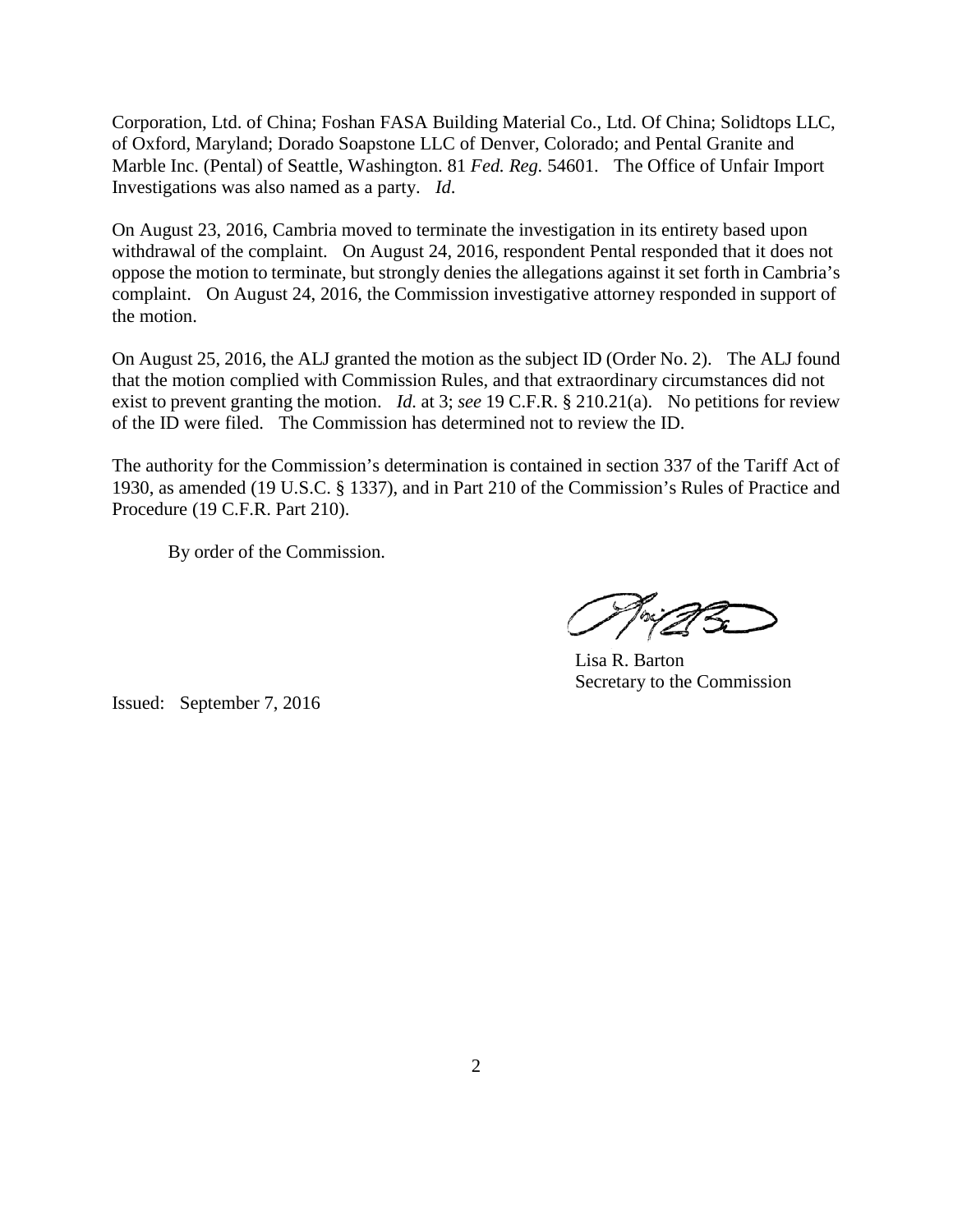Corporation, Ltd. of China; Foshan FASA Building Material Co., Ltd. Of China; Solidtops LLC, of Oxford, Maryland; Dorado Soapstone LLC of Denver, Colorado; and Pental Granite and Marble Inc. (Pental) of Seattle, Washington. 81 *Fed. Reg.* 54601. The Office of Unfair Import Investigations was also named as a party. *Id*.

On August 23, 2016, Cambria moved to terminate the investigation in its entirety based upon withdrawal of the complaint. On August 24, 2016, respondent Pental responded that it does not oppose the motion to terminate, but strongly denies the allegations against it set forth in Cambria's complaint. On August 24, 2016, the Commission investigative attorney responded in support of the motion.

On August 25, 2016, the ALJ granted the motion as the subject ID (Order No. 2). The ALJ found that the motion complied with Commission Rules, and that extraordinary circumstances did not exist to prevent granting the motion. *Id.* at 3; *see* 19 C.F.R. § 210.21(a). No petitions for review of the ID were filed. The Commission has determined not to review the ID.

The authority for the Commission's determination is contained in section 337 of the Tariff Act of 1930, as amended (19 U.S.C. § 1337), and in Part 210 of the Commission's Rules of Practice and Procedure (19 C.F.R. Part 210).

By order of the Commission.

Lisa R. Barton
Secretary to the Commission

Issued: September 7, 2016